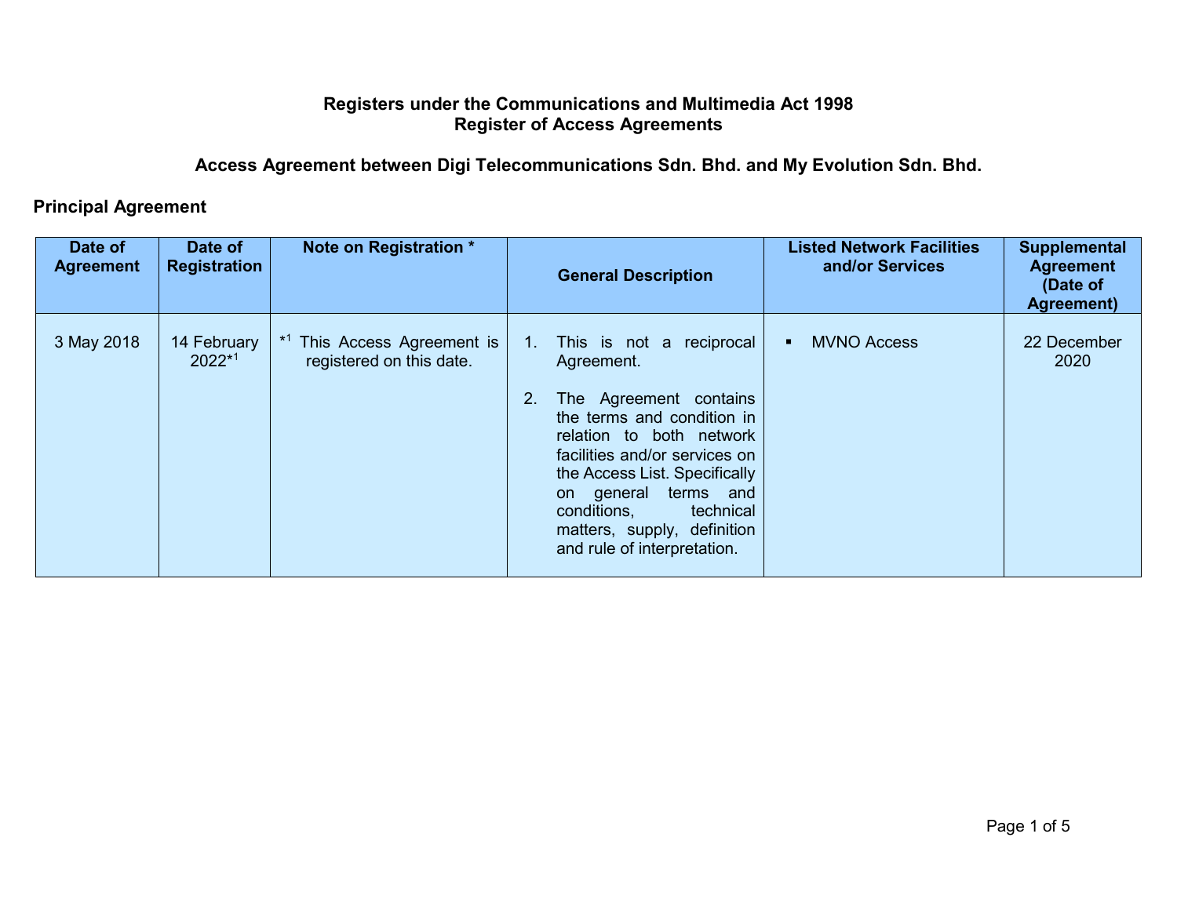### Registers under the Communications and Multimedia Act 1998
### Register of Access Agreements

### Access Agreement between Digi Telecommunications Sdn. Bhd. and My Evolution Sdn. Bhd.

**Principal Agreement**

| Date of Agreement | Date of Registration | Note on Registration * | General Description | Listed Network Facilities and/or Services | Supplemental Agreement (Date of Agreement) |
|---|---|---|---|---|---|
| 3 May 2018 | 14 February 2022*[1] | *[1] This Access Agreement is registered on this date. | 1. This is not a reciprocal Agreement.<br><br>2. The Agreement contains the terms and condition in relation to both network facilities and/or services on the Access List. Specifically on general terms and conditions, technical matters, supply, definition and rule of interpretation. | ▪ MVNO Access | 22 December 2020 |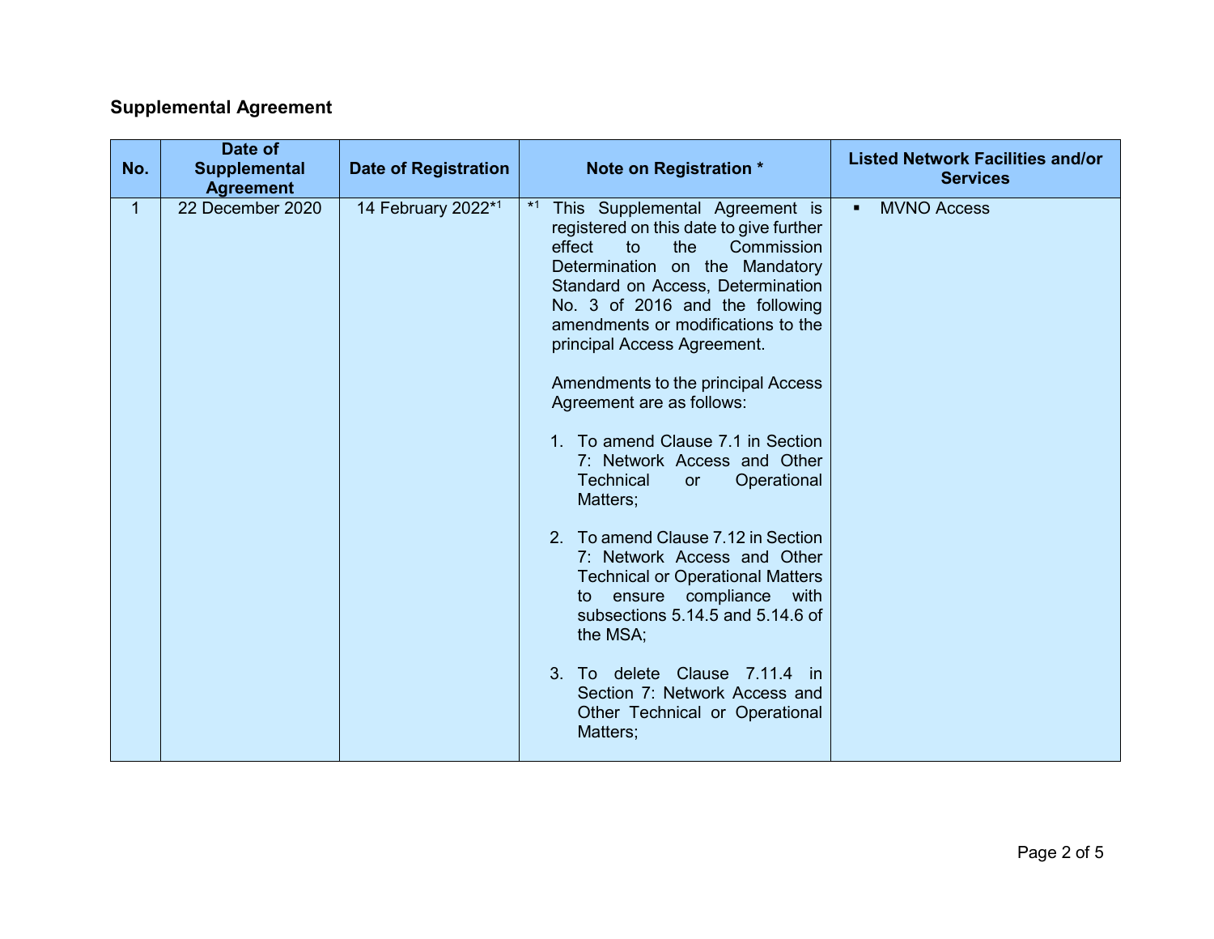## Supplemental Agreement

| No. | Date of Supplemental Agreement | Date of Registration | Note on Registration * | Listed Network Facilities and/or Services |
|---|---|---|---|---|
| 1 | 22 December 2020 | 14 February 2022*[1] | *[1] This Supplemental Agreement is registered on this date to give further effect to the Commission Determination on the Mandatory Standard on Access, Determination No. 3 of 2016 and the following amendments or modifications to the principal Access Agreement.<br><br>Amendments to the principal Access Agreement are as follows:<br><br>1. To amend Clause 7.1 in Section 7: Network Access and Other Technical or Operational Matters;<br><br>2. To amend Clause 7.12 in Section 7: Network Access and Other Technical or Operational Matters to ensure compliance with subsections 5.14.5 and 5.14.6 of the MSA;<br><br>3. To delete Clause 7.11.4 in Section 7: Network Access and Other Technical or Operational Matters; | ▪ MVNO Access |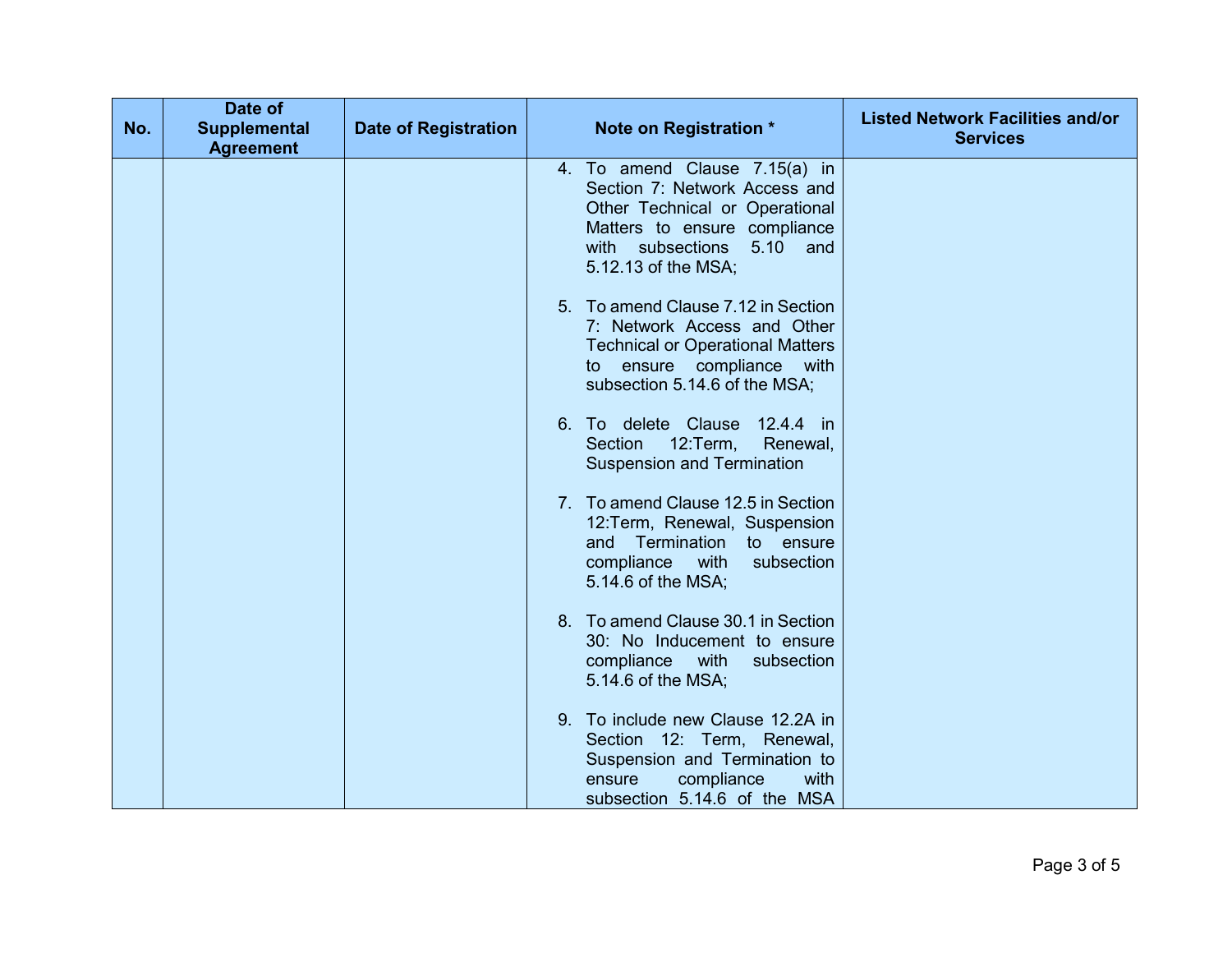| No. | Date of Supplemental Agreement | Date of Registration | Note on Registration * | Listed Network Facilities and/or Services |
|---|---|---|---|---|
| | | | 4. To amend Clause 7.15(a) in Section 7: Network Access and Other Technical or Operational Matters to ensure compliance with subsections 5.10 and 5.12.13 of the MSA;<br><br>5. To amend Clause 7.12 in Section 7: Network Access and Other Technical or Operational Matters to ensure compliance with subsection 5.14.6 of the MSA;<br><br>6. To delete Clause 12.4.4 in Section 12:Term, Renewal, Suspension and Termination<br><br>7. To amend Clause 12.5 in Section 12:Term, Renewal, Suspension and Termination to ensure compliance with subsection 5.14.6 of the MSA;<br><br>8. To amend Clause 30.1 in Section 30: No Inducement to ensure compliance with subsection 5.14.6 of the MSA;<br><br>9. To include new Clause 12.2A in Section 12: Term, Renewal, Suspension and Termination to ensure compliance with subsection 5.14.6 of the MSA | |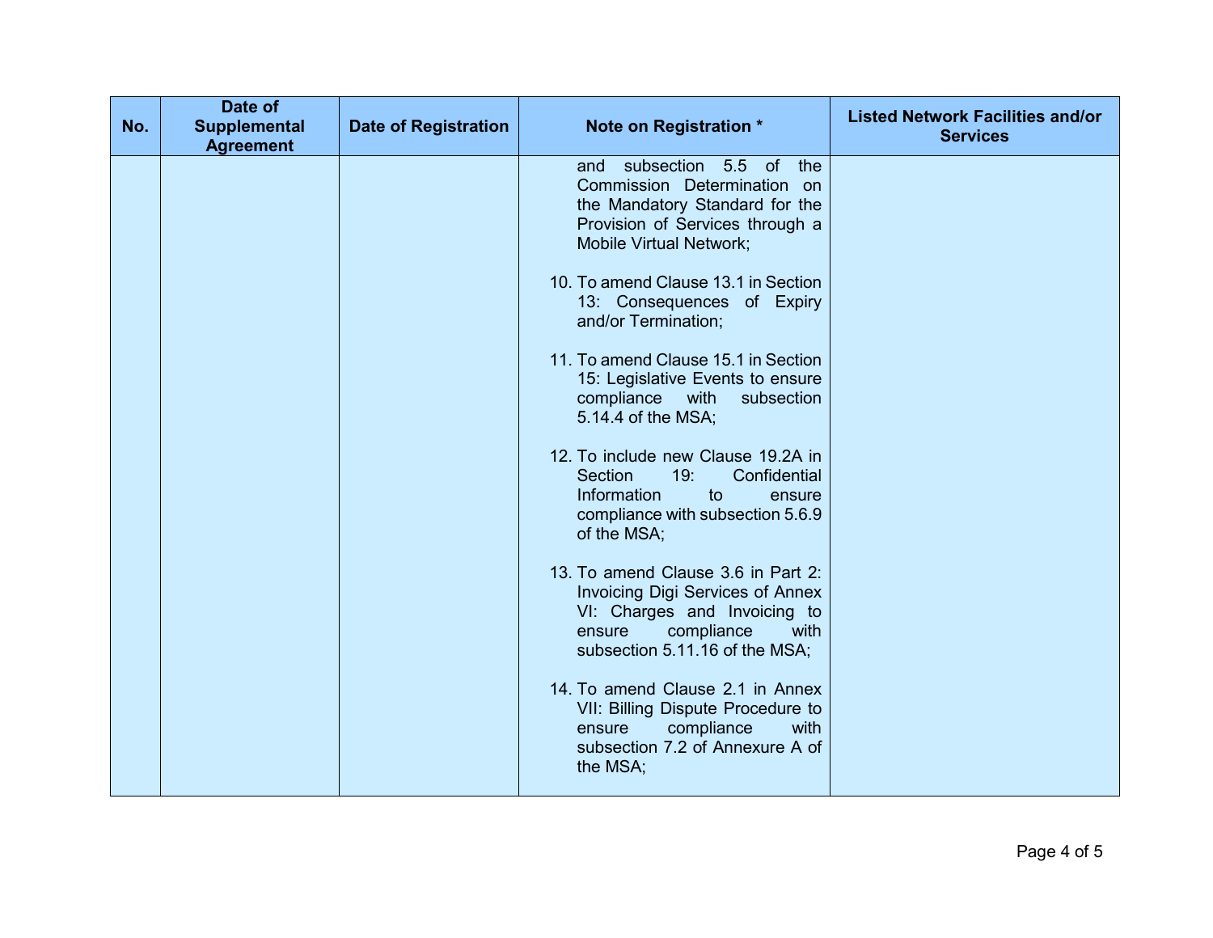| No. | Date of Supplemental Agreement | Date of Registration | Note on Registration * | Listed Network Facilities and/or Services |
|---|---|---|---|---|
| | | | and subsection 5.5 of the Commission Determination on the Mandatory Standard for the Provision of Services through a Mobile Virtual Network;<br><br>10. To amend Clause 13.1 in Section 13: Consequences of Expiry and/or Termination;<br><br>11. To amend Clause 15.1 in Section 15: Legislative Events to ensure compliance with subsection 5.14.4 of the MSA;<br><br>12. To include new Clause 19.2A in Section 19: Confidential Information to ensure compliance with subsection 5.6.9 of the MSA;<br><br>13. To amend Clause 3.6 in Part 2: Invoicing Digi Services of Annex VI: Charges and Invoicing to ensure compliance with subsection 5.11.16 of the MSA;<br><br>14. To amend Clause 2.1 in Annex VII: Billing Dispute Procedure to ensure compliance with subsection 7.2 of Annexure A of the MSA; | |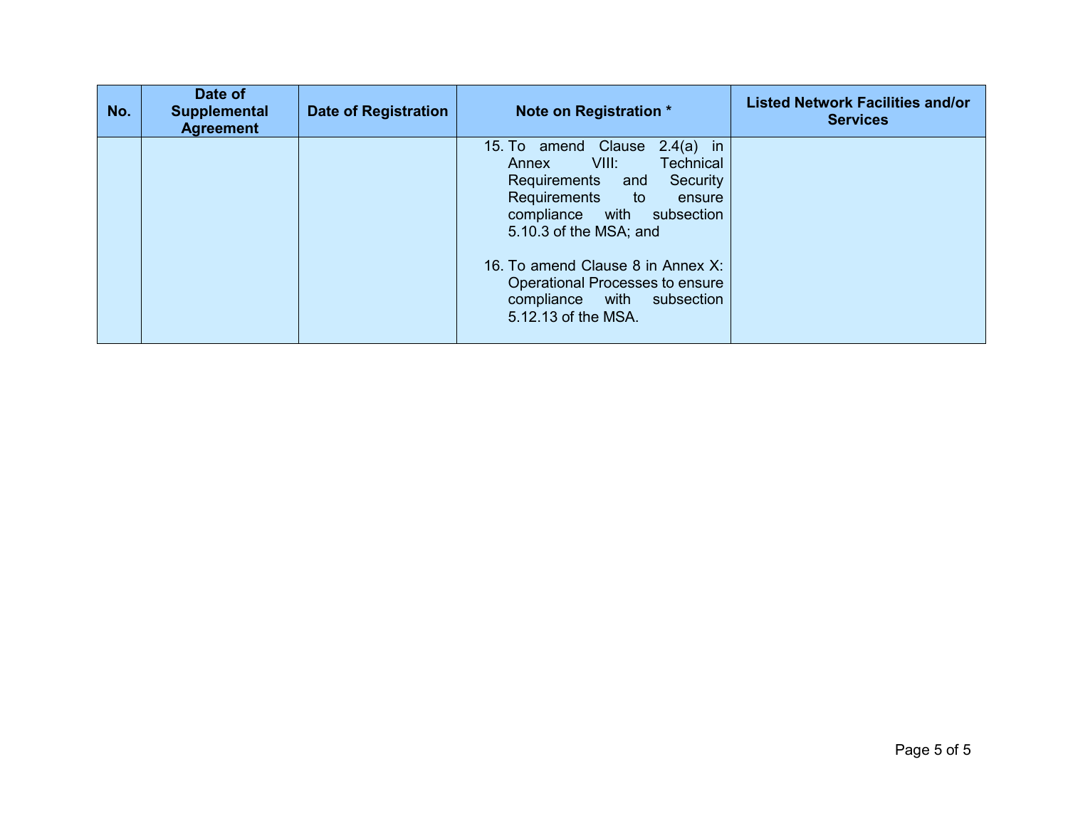| No. | Date of Supplemental Agreement | Date of Registration | Note on Registration * | Listed Network Facilities and/or Services |
|---|---|---|---|---|
| | | | 15. To amend Clause 2.4(a) in Annex VIII: Technical Requirements and Security Requirements to ensure compliance with subsection 5.10.3 of the MSA; and<br><br>16. To amend Clause 8 in Annex X: Operational Processes to ensure compliance with subsection 5.12.13 of the MSA. | |